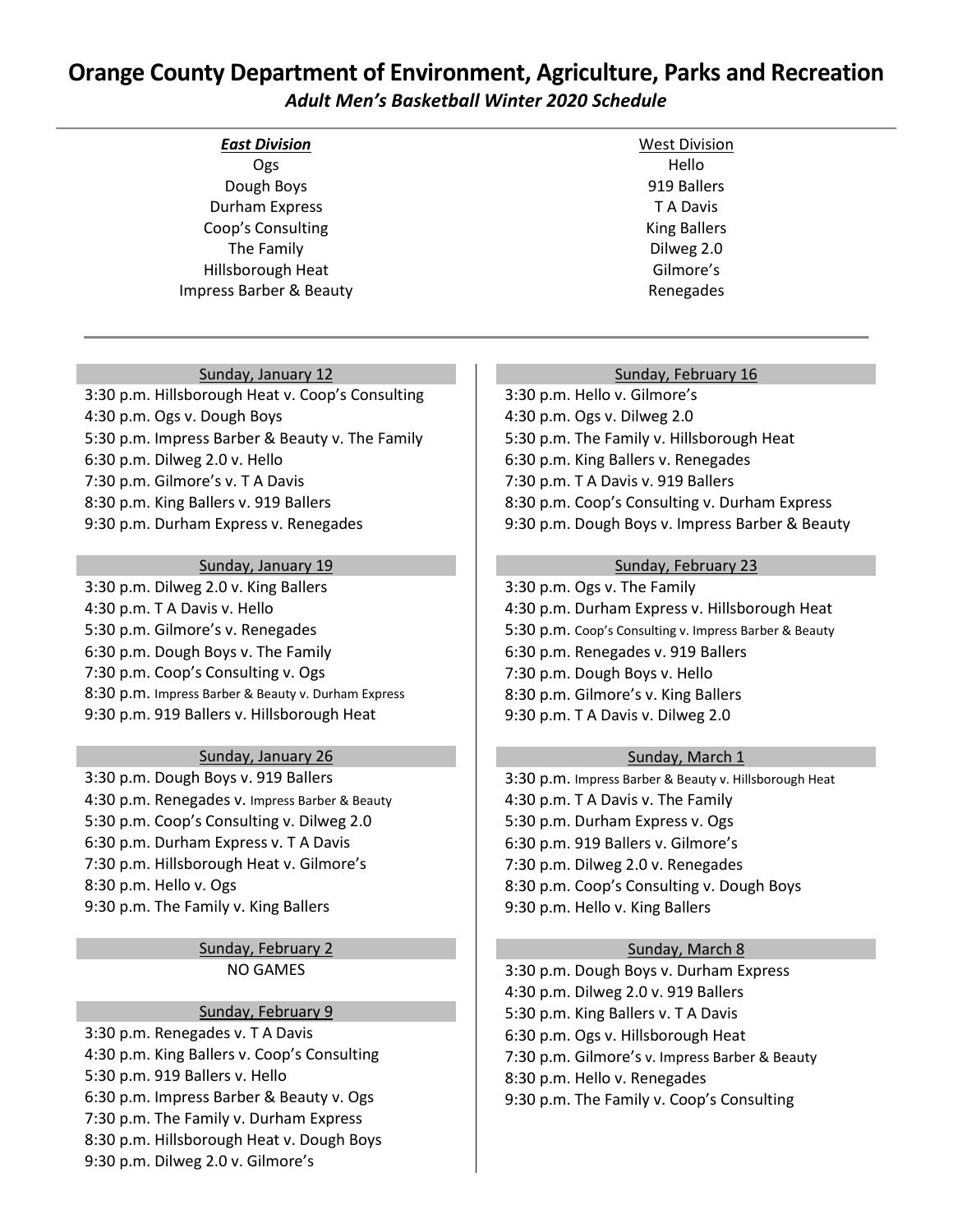# Orange County Department of Environment, Agriculture, Parks and Recreation

***Adult Men's Basketball Winter 2020 Schedule***

| ***East Division*** | West Division |
|---|---|
| Ogs | Hello |
| Dough Boys | 919 Ballers |
| Durham Express | T A Davis |
| Coop's Consulting | King Ballers |
| The Family | Dilweg 2.0 |
| Hillsborough Heat | Gilmore's |
| Impress Barber & Beauty | Renegades |

### Sunday, January 12

- 3:30 p.m. Hillsborough Heat v. Coop's Consulting
- 4:30 p.m. Ogs v. Dough Boys
- 5:30 p.m. Impress Barber & Beauty v. The Family
- 6:30 p.m. Dilweg 2.0 v. Hello
- 7:30 p.m. Gilmore's v. T A Davis
- 8:30 p.m. King Ballers v. 919 Ballers
- 9:30 p.m. Durham Express v. Renegades

### Sunday, January 19

- 3:30 p.m. Dilweg 2.0 v. King Ballers
- 4:30 p.m. T A Davis v. Hello
- 5:30 p.m. Gilmore's v. Renegades
- 6:30 p.m. Dough Boys v. The Family
- 7:30 p.m. Coop's Consulting v. Ogs
- 8:30 p.m. Impress Barber & Beauty v. Durham Express
- 9:30 p.m. 919 Ballers v. Hillsborough Heat

### Sunday, January 26

- 3:30 p.m. Dough Boys v. 919 Ballers
- 4:30 p.m. Renegades v. Impress Barber & Beauty
- 5:30 p.m. Coop's Consulting v. Dilweg 2.0
- 6:30 p.m. Durham Express v. T A Davis
- 7:30 p.m. Hillsborough Heat v. Gilmore's
- 8:30 p.m. Hello v. Ogs
- 9:30 p.m. The Family v. King Ballers

### Sunday, February 2

NO GAMES

### Sunday, February 9

- 3:30 p.m. Renegades v. T A Davis
- 4:30 p.m. King Ballers v. Coop's Consulting
- 5:30 p.m. 919 Ballers v. Hello
- 6:30 p.m. Impress Barber & Beauty v. Ogs
- 7:30 p.m. The Family v. Durham Express
- 8:30 p.m. Hillsborough Heat v. Dough Boys
- 9:30 p.m. Dilweg 2.0 v. Gilmore's

### Sunday, February 16

- 3:30 p.m. Hello v. Gilmore's
- 4:30 p.m. Ogs v. Dilweg 2.0
- 5:30 p.m. The Family v. Hillsborough Heat
- 6:30 p.m. King Ballers v. Renegades
- 7:30 p.m. T A Davis v. 919 Ballers
- 8:30 p.m. Coop's Consulting v. Durham Express
- 9:30 p.m. Dough Boys v. Impress Barber & Beauty

### Sunday, February 23

- 3:30 p.m. Ogs v. The Family
- 4:30 p.m. Durham Express v. Hillsborough Heat
- 5:30 p.m. Coop's Consulting v. Impress Barber & Beauty
- 6:30 p.m. Renegades v. 919 Ballers
- 7:30 p.m. Dough Boys v. Hello
- 8:30 p.m. Gilmore's v. King Ballers
- 9:30 p.m. T A Davis v. Dilweg 2.0

### Sunday, March 1

- 3:30 p.m. Impress Barber & Beauty v. Hillsborough Heat
- 4:30 p.m. T A Davis v. The Family
- 5:30 p.m. Durham Express v. Ogs
- 6:30 p.m. 919 Ballers v. Gilmore's
- 7:30 p.m. Dilweg 2.0 v. Renegades
- 8:30 p.m. Coop's Consulting v. Dough Boys
- 9:30 p.m. Hello v. King Ballers

### Sunday, March 8

- 3:30 p.m. Dough Boys v. Durham Express
- 4:30 p.m. Dilweg 2.0 v. 919 Ballers
- 5:30 p.m. King Ballers v. T A Davis
- 6:30 p.m. Ogs v. Hillsborough Heat
- 7:30 p.m. Gilmore's v. Impress Barber & Beauty
- 8:30 p.m. Hello v. Renegades
- 9:30 p.m. The Family v. Coop's Consulting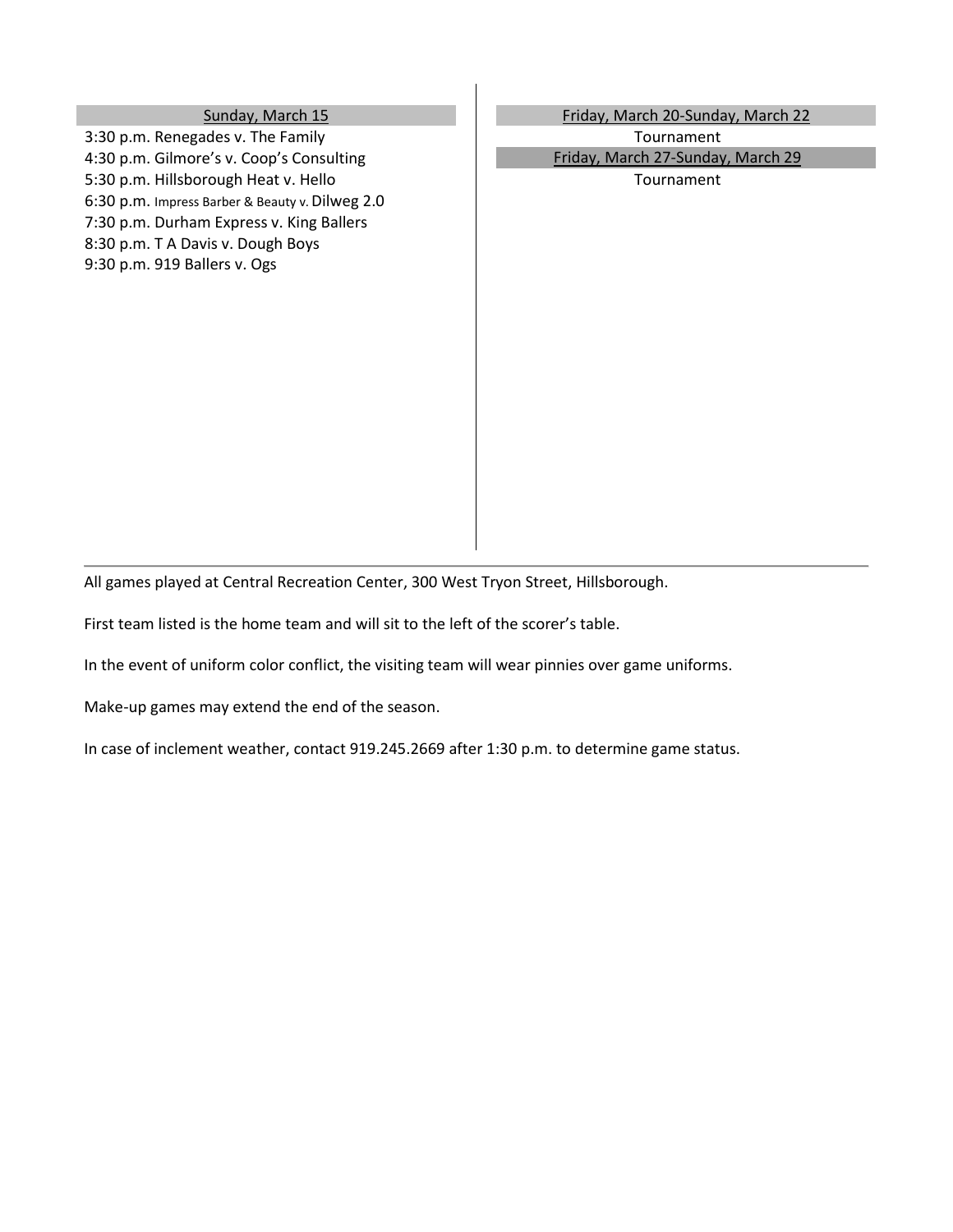**Sunday, March 15**

3:30 p.m. Renegades v. The Family
4:30 p.m. Gilmore's v. Coop's Consulting
5:30 p.m. Hillsborough Heat v. Hello
6:30 p.m. Impress Barber & Beauty v. Dilweg 2.0
7:30 p.m. Durham Express v. King Ballers
8:30 p.m. T A Davis v. Dough Boys
9:30 p.m. 919 Ballers v. Ogs

**Friday, March 20-Sunday, March 22**

Tournament

**Friday, March 27-Sunday, March 29**

Tournament

---

All games played at Central Recreation Center, 300 West Tryon Street, Hillsborough.

First team listed is the home team and will sit to the left of the scorer's table.

In the event of uniform color conflict, the visiting team will wear pinnies over game uniforms.

Make-up games may extend the end of the season.

In case of inclement weather, contact 919.245.2669 after 1:30 p.m. to determine game status.